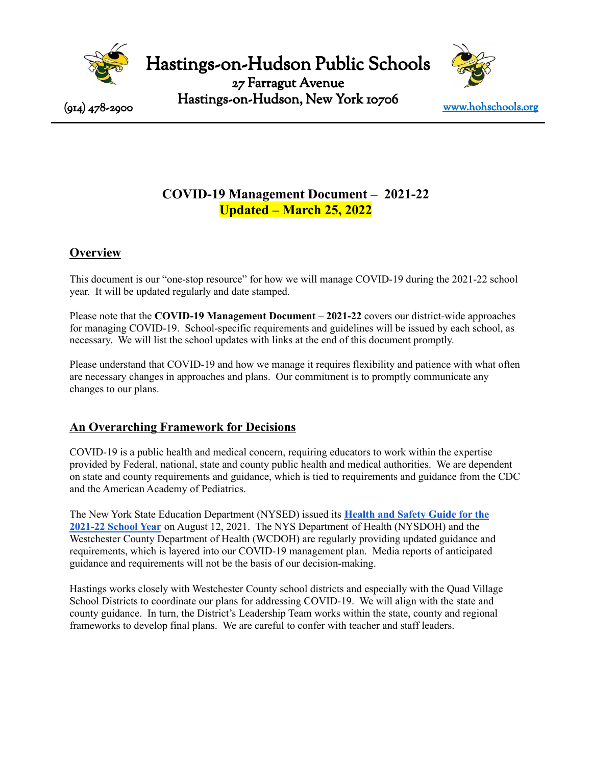# Hastings-on-Hudson Public Schools

27 Farragut Avenue
Hastings-on-Hudson, New York 10706

(914) 478-2900 [www.hohschools.org](http://www.hohschools.org)

## COVID-19 Management Document – 2021-22
## Updated – March 25, 2022

## Overview

This document is our "one-stop resource" for how we will manage COVID-19 during the 2021-22 school year. It will be updated regularly and date stamped.

Please note that the **COVID-19 Management Document – 2021-22** covers our district-wide approaches for managing COVID-19. School-specific requirements and guidelines will be issued by each school, as necessary. We will list the school updates with links at the end of this document promptly.

Please understand that COVID-19 and how we manage it requires flexibility and patience with what often are necessary changes in approaches and plans. Our commitment is to promptly communicate any changes to our plans.

## An Overarching Framework for Decisions

COVID-19 is a public health and medical concern, requiring educators to work within the expertise provided by Federal, national, state and county public health and medical authorities. We are dependent on state and county requirements and guidance, which is tied to requirements and guidance from the CDC and the American Academy of Pediatrics.

The New York State Education Department (NYSED) issued its **Health and Safety Guide for the 2021-22 School Year** on August 12, 2021. The NYS Department of Health (NYSDOH) and the Westchester County Department of Health (WCDOH) are regularly providing updated guidance and requirements, which is layered into our COVID-19 management plan. Media reports of anticipated guidance and requirements will not be the basis of our decision-making.

Hastings works closely with Westchester County school districts and especially with the Quad Village School Districts to coordinate our plans for addressing COVID-19. We will align with the state and county guidance. In turn, the District's Leadership Team works within the state, county and regional frameworks to develop final plans. We are careful to confer with teacher and staff leaders.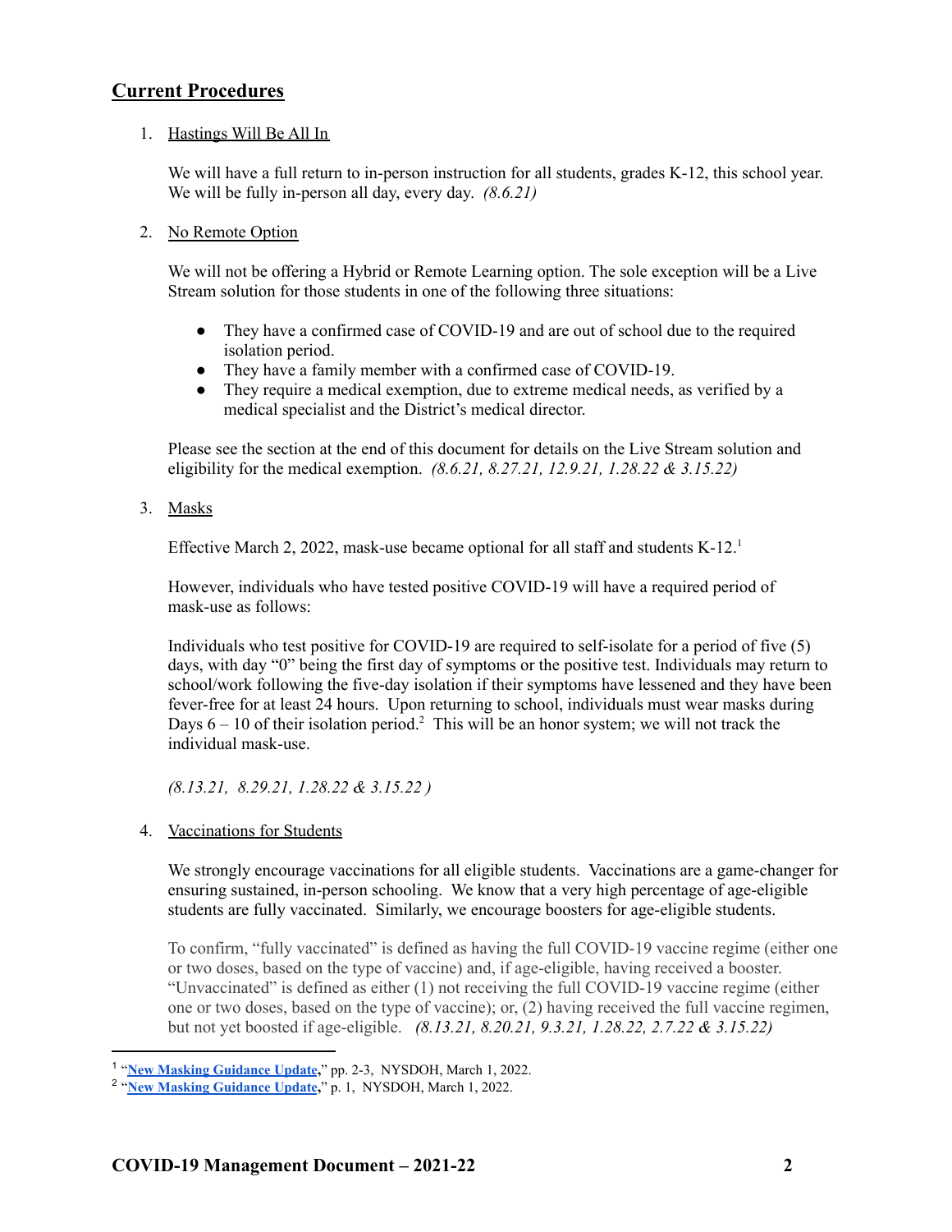## Current Procedures

1. Hastings Will Be All In

   We will have a full return to in-person instruction for all students, grades K-12, this school year. We will be fully in-person all day, every day. *(8.6.21)*

2. No Remote Option

   We will not be offering a Hybrid or Remote Learning option. The sole exception will be a Live Stream solution for those students in one of the following three situations:

   - They have a confirmed case of COVID-19 and are out of school due to the required isolation period.
   - They have a family member with a confirmed case of COVID-19.
   - They require a medical exemption, due to extreme medical needs, as verified by a medical specialist and the District's medical director.

   Please see the section at the end of this document for details on the Live Stream solution and eligibility for the medical exemption. *(8.6.21, 8.27.21, 12.9.21, 1.28.22 & 3.15.22)*

3. Masks

   Effective March 2, 2022, mask-use became optional for all staff and students K-12.[1]

   However, individuals who have tested positive COVID-19 will have a required period of mask-use as follows:

   Individuals who test positive for COVID-19 are required to self-isolate for a period of five (5) days, with day "0" being the first day of symptoms or the positive test. Individuals may return to school/work following the five-day isolation if their symptoms have lessened and they have been fever-free for at least 24 hours. Upon returning to school, individuals must wear masks during Days 6 – 10 of their isolation period.[2] This will be an honor system; we will not track the individual mask-use.

   *(8.13.21, 8.29.21, 1.28.22 & 3.15.22 )*

4. Vaccinations for Students

   We strongly encourage vaccinations for all eligible students. Vaccinations are a game-changer for ensuring sustained, in-person schooling. We know that a very high percentage of age-eligible students are fully vaccinated. Similarly, we encourage boosters for age-eligible students.

   To confirm, "fully vaccinated" is defined as having the full COVID-19 vaccine regime (either one or two doses, based on the type of vaccine) and, if age-eligible, having received a booster. "Unvaccinated" is defined as either (1) not receiving the full COVID-19 vaccine regime (either one or two doses, based on the type of vaccine); or, (2) having received the full vaccine regimen, but not yet boosted if age-eligible. *(8.13.21, 8.20.21, 9.3.21, 1.28.22, 2.7.22 & 3.15.22)*

---

[1] "**New Masking Guidance Update**," pp. 2-3, NYSDOH, March 1, 2022.

[2] "**New Masking Guidance Update**," p. 1, NYSDOH, March 1, 2022.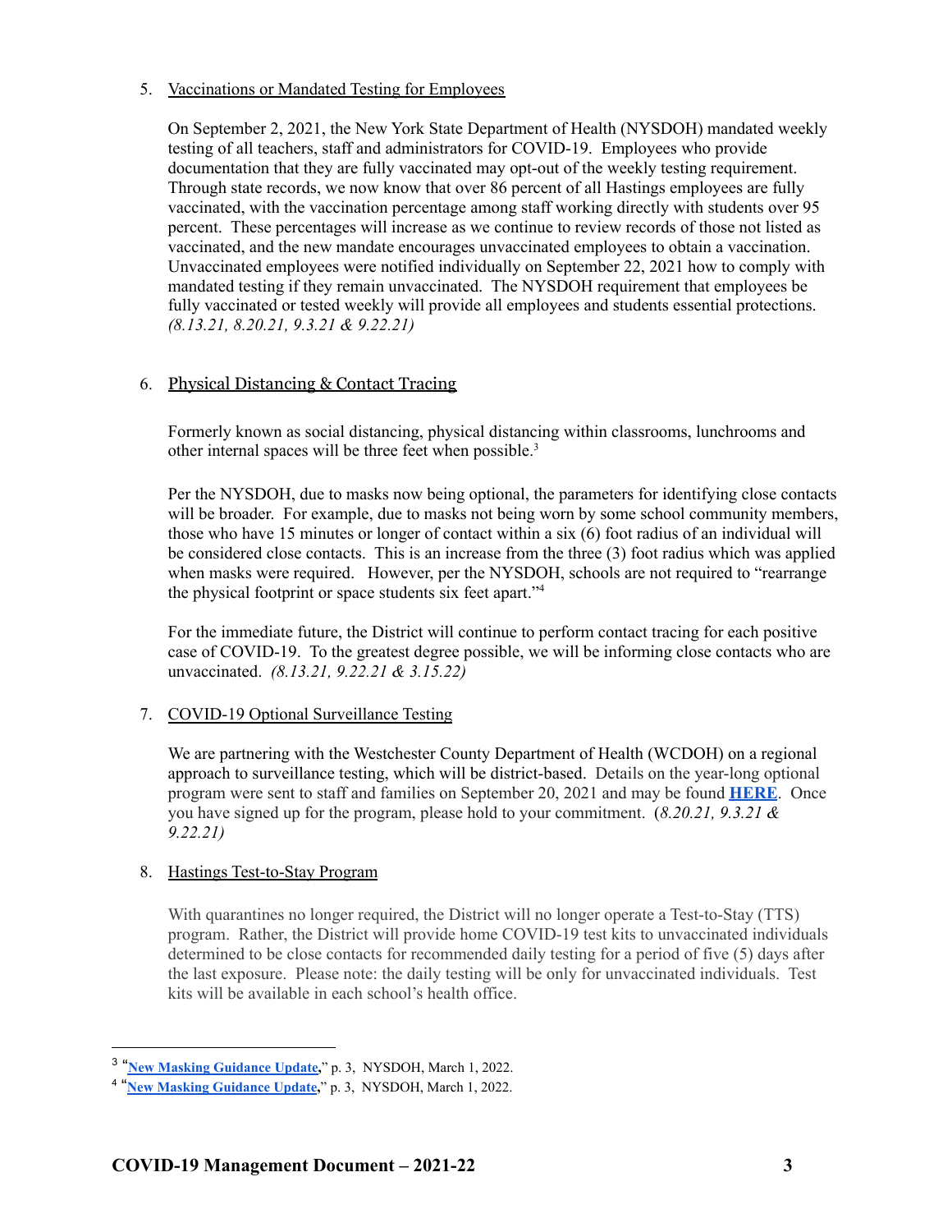5. Vaccinations or Mandated Testing for Employees

   On September 2, 2021, the New York State Department of Health (NYSDOH) mandated weekly testing of all teachers, staff and administrators for COVID-19. Employees who provide documentation that they are fully vaccinated may opt-out of the weekly testing requirement. Through state records, we now know that over 86 percent of all Hastings employees are fully vaccinated, with the vaccination percentage among staff working directly with students over 95 percent. These percentages will increase as we continue to review records of those not listed as vaccinated, and the new mandate encourages unvaccinated employees to obtain a vaccination. Unvaccinated employees were notified individually on September 22, 2021 how to comply with mandated testing if they remain unvaccinated. The NYSDOH requirement that employees be fully vaccinated or tested weekly will provide all employees and students essential protections. *(8.13.21, 8.20.21, 9.3.21 & 9.22.21)*

6. Physical Distancing & Contact Tracing

   Formerly known as social distancing, physical distancing within classrooms, lunchrooms and other internal spaces will be three feet when possible.[3]

   Per the NYSDOH, due to masks now being optional, the parameters for identifying close contacts will be broader. For example, due to masks not being worn by some school community members, those who have 15 minutes or longer of contact within a six (6) foot radius of an individual will be considered close contacts. This is an increase from the three (3) foot radius which was applied when masks were required. However, per the NYSDOH, schools are not required to "rearrange the physical footprint or space students six feet apart."[4]

   For the immediate future, the District will continue to perform contact tracing for each positive case of COVID-19. To the greatest degree possible, we will be informing close contacts who are unvaccinated. *(8.13.21, 9.22.21 & 3.15.22)*

7. COVID-19 Optional Surveillance Testing

   We are partnering with the Westchester County Department of Health (WCDOH) on a regional approach to surveillance testing, which will be district-based. Details on the year-long optional program were sent to staff and families on September 20, 2021 and may be found **HERE**. Once you have signed up for the program, please hold to your commitment. (*8.20.21, 9.3.21 & 9.22.21)*

8. Hastings Test-to-Stay Program

   With quarantines no longer required, the District will no longer operate a Test-to-Stay (TTS) program. Rather, the District will provide home COVID-19 test kits to unvaccinated individuals determined to be close contacts for recommended daily testing for a period of five (5) days after the last exposure. Please note: the daily testing will be only for unvaccinated individuals. Test kits will be available in each school's health office.

---

[3] "**New Masking Guidance Update**," p. 3, NYSDOH, March 1, 2022.

[4] "**New Masking Guidance Update**," p. 3, NYSDOH, March 1, 2022.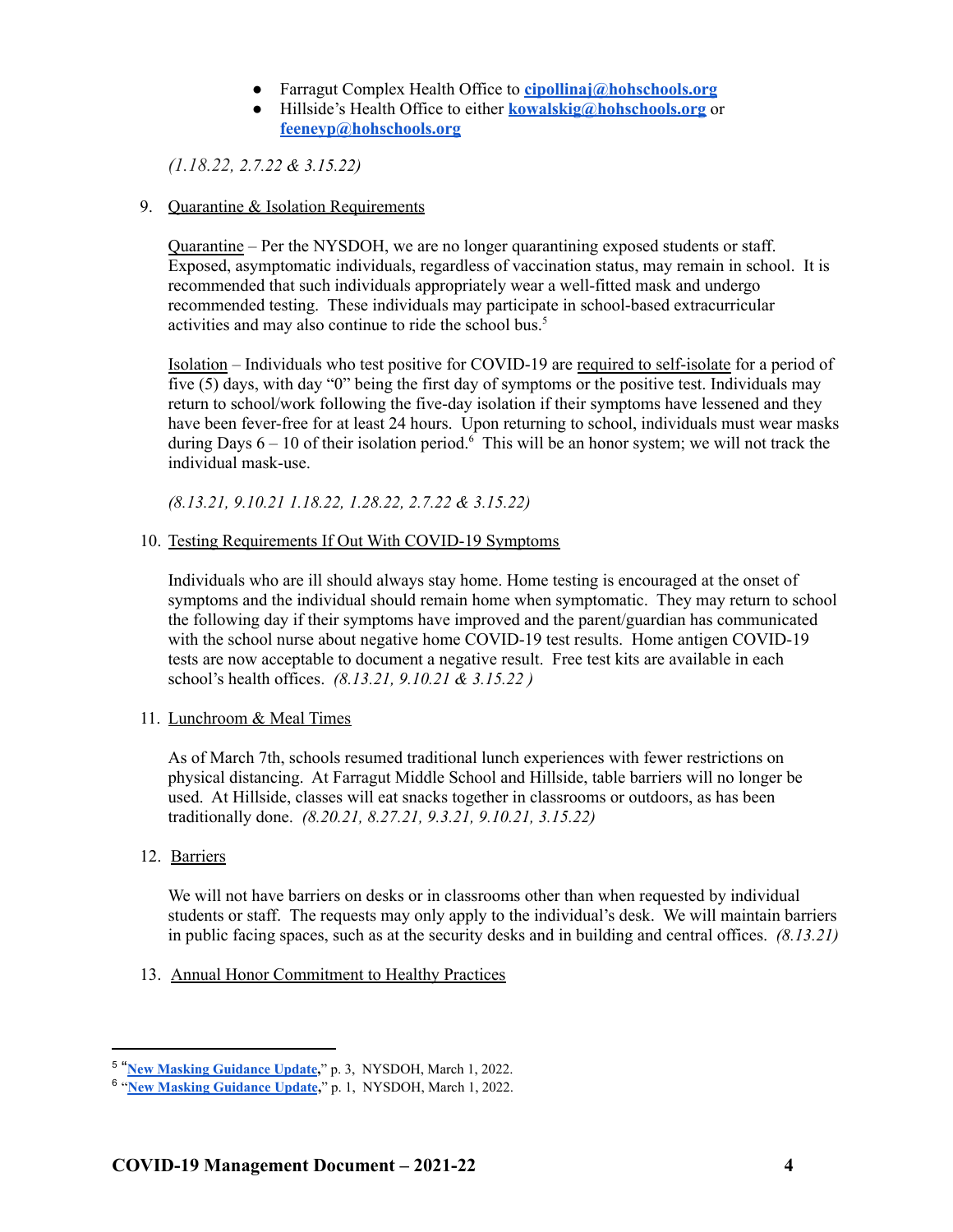- Farragut Complex Health Office to **cipollinaj@hohschools.org**
- Hillside's Health Office to either **kowalskig@hohschools.org** or **feeneyp@hohschools.org**

*(1.18.22, 2.7.22 & 3.15.22)*

9. Quarantine & Isolation Requirements

   Quarantine – Per the NYSDOH, we are no longer quarantining exposed students or staff. Exposed, asymptomatic individuals, regardless of vaccination status, may remain in school. It is recommended that such individuals appropriately wear a well-fitted mask and undergo recommended testing. These individuals may participate in school-based extracurricular activities and may also continue to ride the school bus.[5]

   Isolation – Individuals who test positive for COVID-19 are required to self-isolate for a period of five (5) days, with day "0" being the first day of symptoms or the positive test. Individuals may return to school/work following the five-day isolation if their symptoms have lessened and they have been fever-free for at least 24 hours. Upon returning to school, individuals must wear masks during Days 6 – 10 of their isolation period.[6] This will be an honor system; we will not track the individual mask-use.

   *(8.13.21, 9.10.21 1.18.22, 1.28.22, 2.7.22 & 3.15.22)*

10. Testing Requirements If Out With COVID-19 Symptoms

    Individuals who are ill should always stay home. Home testing is encouraged at the onset of symptoms and the individual should remain home when symptomatic. They may return to school the following day if their symptoms have improved and the parent/guardian has communicated with the school nurse about negative home COVID-19 test results. Home antigen COVID-19 tests are now acceptable to document a negative result. Free test kits are available in each school's health offices. *(8.13.21, 9.10.21 & 3.15.22 )*

11. Lunchroom & Meal Times

    As of March 7th, schools resumed traditional lunch experiences with fewer restrictions on physical distancing. At Farragut Middle School and Hillside, table barriers will no longer be used. At Hillside, classes will eat snacks together in classrooms or outdoors, as has been traditionally done. *(8.20.21, 8.27.21, 9.3.21, 9.10.21, 3.15.22)*

12. Barriers

    We will not have barriers on desks or in classrooms other than when requested by individual students or staff. The requests may only apply to the individual's desk. We will maintain barriers in public facing spaces, such as at the security desks and in building and central offices. *(8.13.21)*

13. Annual Honor Commitment to Healthy Practices

---

[5] "**New Masking Guidance Update**," p. 3, NYSDOH, March 1, 2022.

[6] "**New Masking Guidance Update**," p. 1, NYSDOH, March 1, 2022.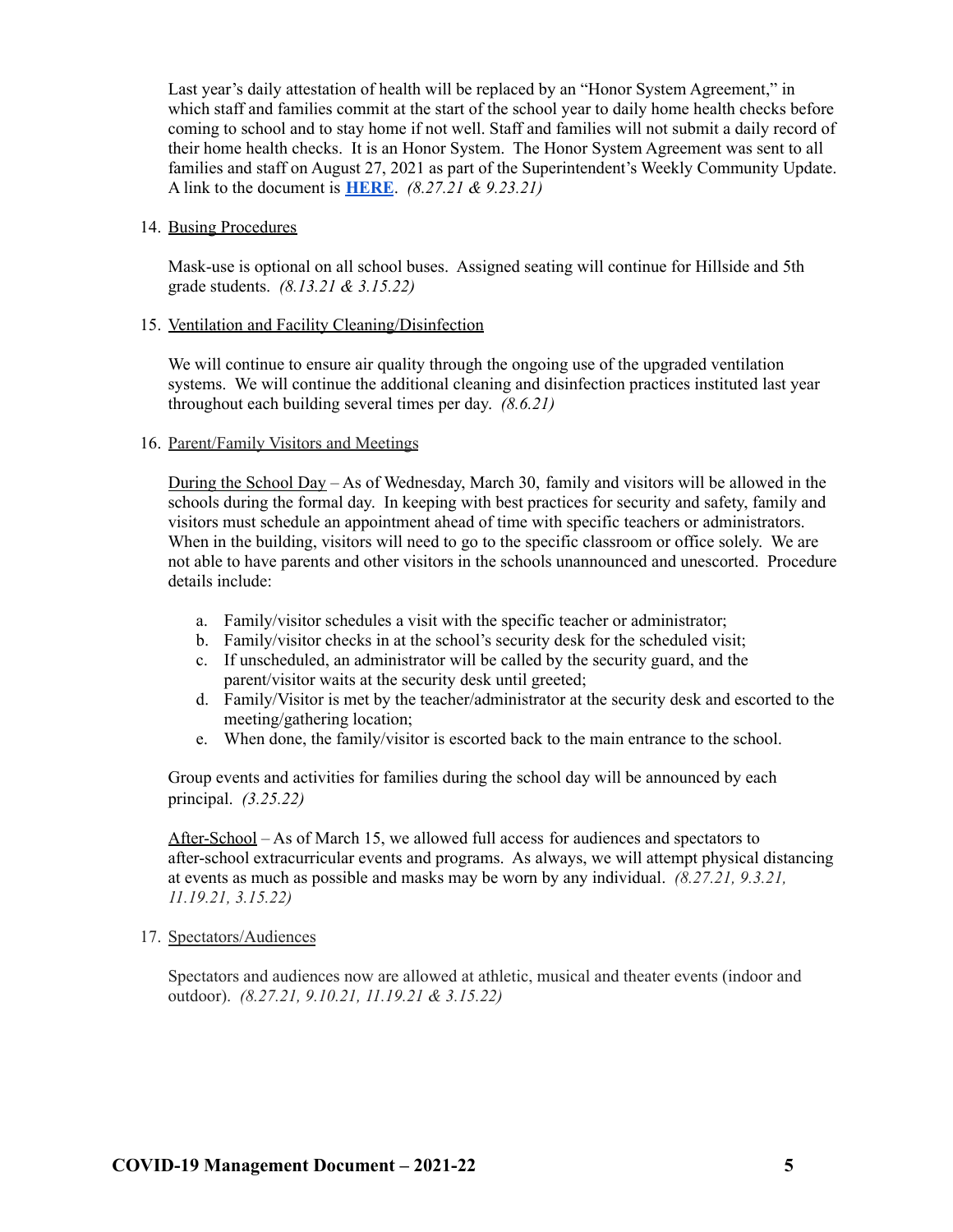Last year's daily attestation of health will be replaced by an "Honor System Agreement," in which staff and families commit at the start of the school year to daily home health checks before coming to school and to stay home if not well. Staff and families will not submit a daily record of their home health checks. It is an Honor System. The Honor System Agreement was sent to all families and staff on August 27, 2021 as part of the Superintendent's Weekly Community Update. A link to the document is **HERE**. *(8.27.21 & 9.23.21)*

14. Busing Procedures

    Mask-use is optional on all school buses. Assigned seating will continue for Hillside and 5th grade students. *(8.13.21 & 3.15.22)*

15. Ventilation and Facility Cleaning/Disinfection

    We will continue to ensure air quality through the ongoing use of the upgraded ventilation systems. We will continue the additional cleaning and disinfection practices instituted last year throughout each building several times per day. *(8.6.21)*

16. Parent/Family Visitors and Meetings

    During the School Day – As of Wednesday, March 30, family and visitors will be allowed in the schools during the formal day. In keeping with best practices for security and safety, family and visitors must schedule an appointment ahead of time with specific teachers or administrators. When in the building, visitors will need to go to the specific classroom or office solely. We are not able to have parents and other visitors in the schools unannounced and unescorted. Procedure details include:

    a. Family/visitor schedules a visit with the specific teacher or administrator;
    b. Family/visitor checks in at the school's security desk for the scheduled visit;
    c. If unscheduled, an administrator will be called by the security guard, and the parent/visitor waits at the security desk until greeted;
    d. Family/Visitor is met by the teacher/administrator at the security desk and escorted to the meeting/gathering location;
    e. When done, the family/visitor is escorted back to the main entrance to the school.

    Group events and activities for families during the school day will be announced by each principal. *(3.25.22)*

    After-School – As of March 15, we allowed full access for audiences and spectators to after-school extracurricular events and programs. As always, we will attempt physical distancing at events as much as possible and masks may be worn by any individual. *(8.27.21, 9.3.21, 11.19.21, 3.15.22)*

17. Spectators/Audiences

    Spectators and audiences now are allowed at athletic, musical and theater events (indoor and outdoor). *(8.27.21, 9.10.21, 11.19.21 & 3.15.22)*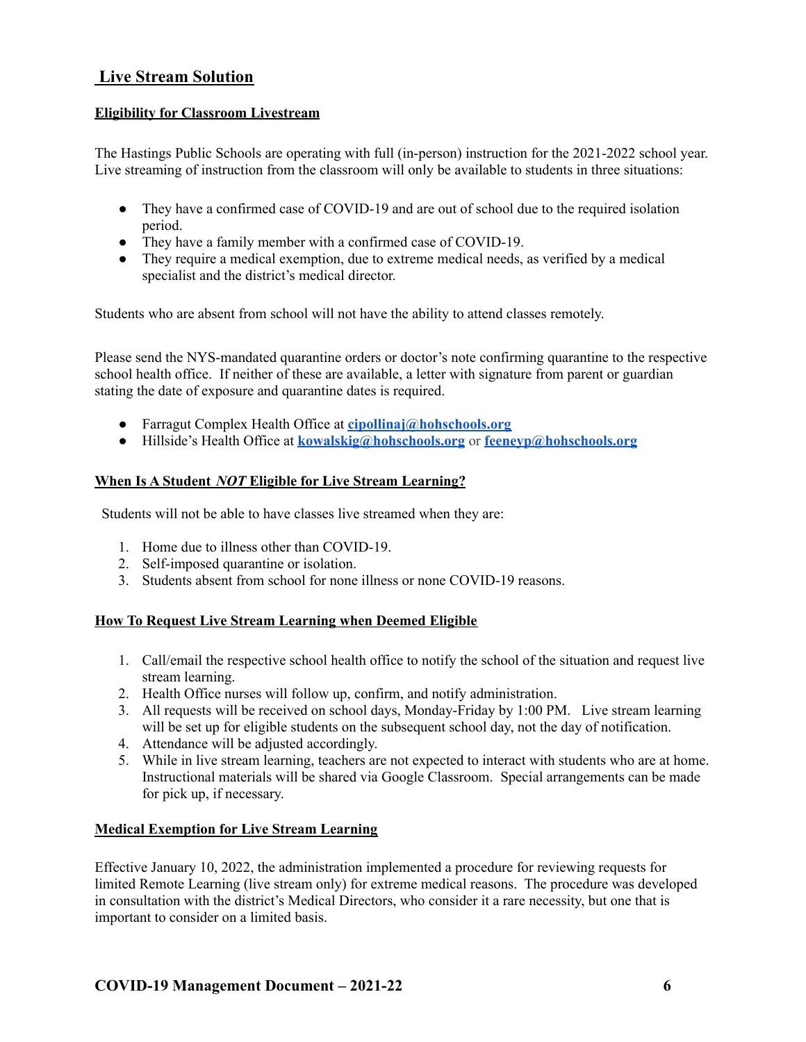## Live Stream Solution

### Eligibility for Classroom Livestream

The Hastings Public Schools are operating with full (in-person) instruction for the 2021-2022 school year. Live streaming of instruction from the classroom will only be available to students in three situations:

- They have a confirmed case of COVID-19 and are out of school due to the required isolation period.
- They have a family member with a confirmed case of COVID-19.
- They require a medical exemption, due to extreme medical needs, as verified by a medical specialist and the district's medical director.

Students who are absent from school will not have the ability to attend classes remotely.

Please send the NYS-mandated quarantine orders or doctor's note confirming quarantine to the respective school health office. If neither of these are available, a letter with signature from parent or guardian stating the date of exposure and quarantine dates is required.

- Farragut Complex Health Office at **cipollinaj@hohschools.org**
- Hillside's Health Office at **kowalskig@hohschools.org** or **feeneyp@hohschools.org**

### When Is A Student *NOT* Eligible for Live Stream Learning?

Students will not be able to have classes live streamed when they are:

1. Home due to illness other than COVID-19.
2. Self-imposed quarantine or isolation.
3. Students absent from school for none illness or none COVID-19 reasons.

### How To Request Live Stream Learning when Deemed Eligible

1. Call/email the respective school health office to notify the school of the situation and request live stream learning.
2. Health Office nurses will follow up, confirm, and notify administration.
3. All requests will be received on school days, Monday-Friday by 1:00 PM. Live stream learning will be set up for eligible students on the subsequent school day, not the day of notification.
4. Attendance will be adjusted accordingly.
5. While in live stream learning, teachers are not expected to interact with students who are at home. Instructional materials will be shared via Google Classroom. Special arrangements can be made for pick up, if necessary.

### Medical Exemption for Live Stream Learning

Effective January 10, 2022, the administration implemented a procedure for reviewing requests for limited Remote Learning (live stream only) for extreme medical reasons. The procedure was developed in consultation with the district's Medical Directors, who consider it a rare necessity, but one that is important to consider on a limited basis.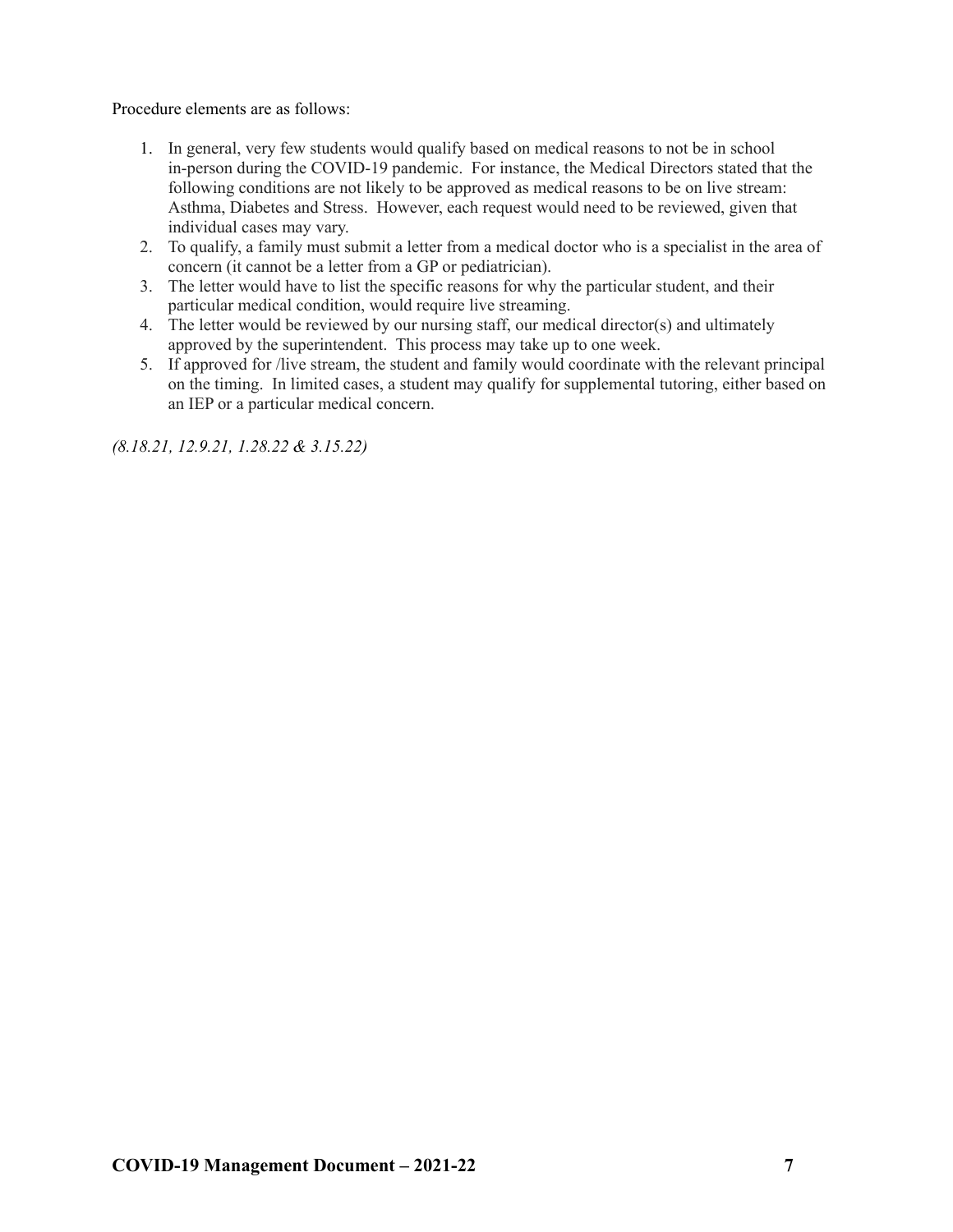Procedure elements are as follows:

1. In general, very few students would qualify based on medical reasons to not be in school in-person during the COVID-19 pandemic. For instance, the Medical Directors stated that the following conditions are not likely to be approved as medical reasons to be on live stream: Asthma, Diabetes and Stress. However, each request would need to be reviewed, given that individual cases may vary.
2. To qualify, a family must submit a letter from a medical doctor who is a specialist in the area of concern (it cannot be a letter from a GP or pediatrician).
3. The letter would have to list the specific reasons for why the particular student, and their particular medical condition, would require live streaming.
4. The letter would be reviewed by our nursing staff, our medical director(s) and ultimately approved by the superintendent. This process may take up to one week.
5. If approved for /live stream, the student and family would coordinate with the relevant principal on the timing. In limited cases, a student may qualify for supplemental tutoring, either based on an IEP or a particular medical concern.

*(8.18.21, 12.9.21, 1.28.22 & 3.15.22)*